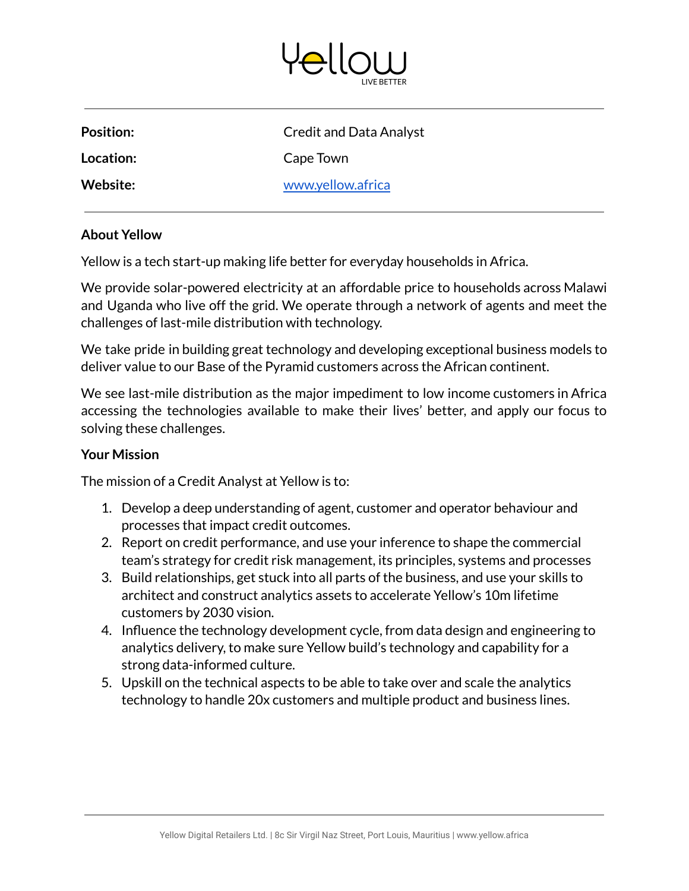# Yellow

LIVE BETTER

| | |
|---|---|
| **Position:** | Credit and Data Analyst |
| **Location:** | Cape Town |
| **Website:** | [www.yellow.africa](http://www.yellow.africa) |

**About Yellow**

Yellow is a tech start-up making life better for everyday households in Africa.

We provide solar-powered electricity at an affordable price to households across Malawi and Uganda who live off the grid. We operate through a network of agents and meet the challenges of last-mile distribution with technology.

We take pride in building great technology and developing exceptional business models to deliver value to our Base of the Pyramid customers across the African continent.

We see last-mile distribution as the major impediment to low income customers in Africa accessing the technologies available to make their lives' better, and apply our focus to solving these challenges.

**Your Mission**

The mission of a Credit Analyst at Yellow is to:

1. Develop a deep understanding of agent, customer and operator behaviour and processes that impact credit outcomes.
2. Report on credit performance, and use your inference to shape the commercial team's strategy for credit risk management, its principles, systems and processes
3. Build relationships, get stuck into all parts of the business, and use your skills to architect and construct analytics assets to accelerate Yellow's 10m lifetime customers by 2030 vision.
4. Influence the technology development cycle, from data design and engineering to analytics delivery, to make sure Yellow build's technology and capability for a strong data-informed culture.
5. Upskill on the technical aspects to be able to take over and scale the analytics technology to handle 20x customers and multiple product and business lines.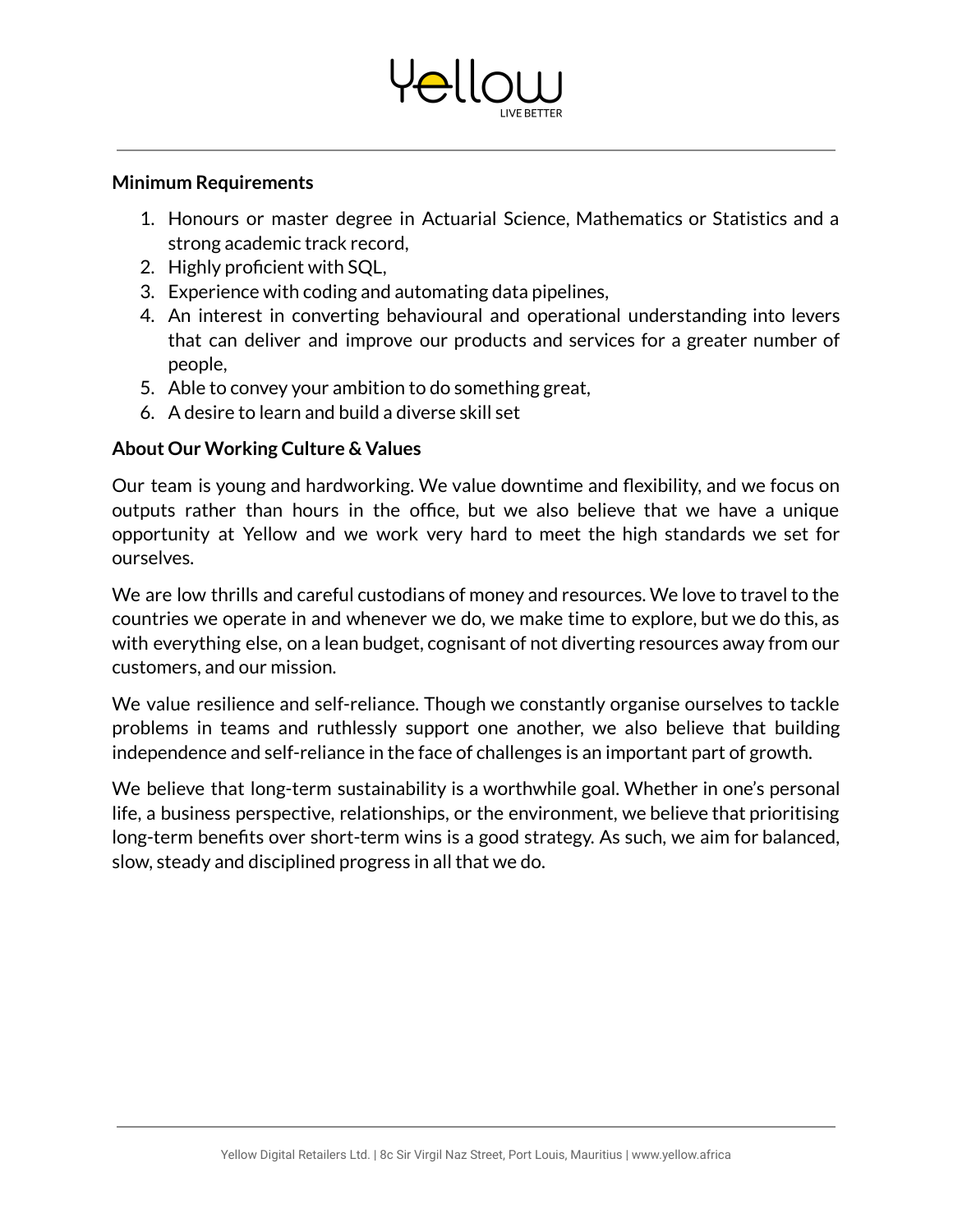**Minimum Requirements**

1. Honours or master degree in Actuarial Science, Mathematics or Statistics and a strong academic track record,
2. Highly proficient with SQL,
3. Experience with coding and automating data pipelines,
4. An interest in converting behavioural and operational understanding into levers that can deliver and improve our products and services for a greater number of people,
5. Able to convey your ambition to do something great,
6. A desire to learn and build a diverse skill set

**About Our Working Culture & Values**

Our team is young and hardworking. We value downtime and flexibility, and we focus on outputs rather than hours in the office, but we also believe that we have a unique opportunity at Yellow and we work very hard to meet the high standards we set for ourselves.

We are low thrills and careful custodians of money and resources. We love to travel to the countries we operate in and whenever we do, we make time to explore, but we do this, as with everything else, on a lean budget, cognisant of not diverting resources away from our customers, and our mission.

We value resilience and self-reliance. Though we constantly organise ourselves to tackle problems in teams and ruthlessly support one another, we also believe that building independence and self-reliance in the face of challenges is an important part of growth.

We believe that long-term sustainability is a worthwhile goal. Whether in one's personal life, a business perspective, relationships, or the environment, we believe that prioritising long-term benefits over short-term wins is a good strategy. As such, we aim for balanced, slow, steady and disciplined progress in all that we do.